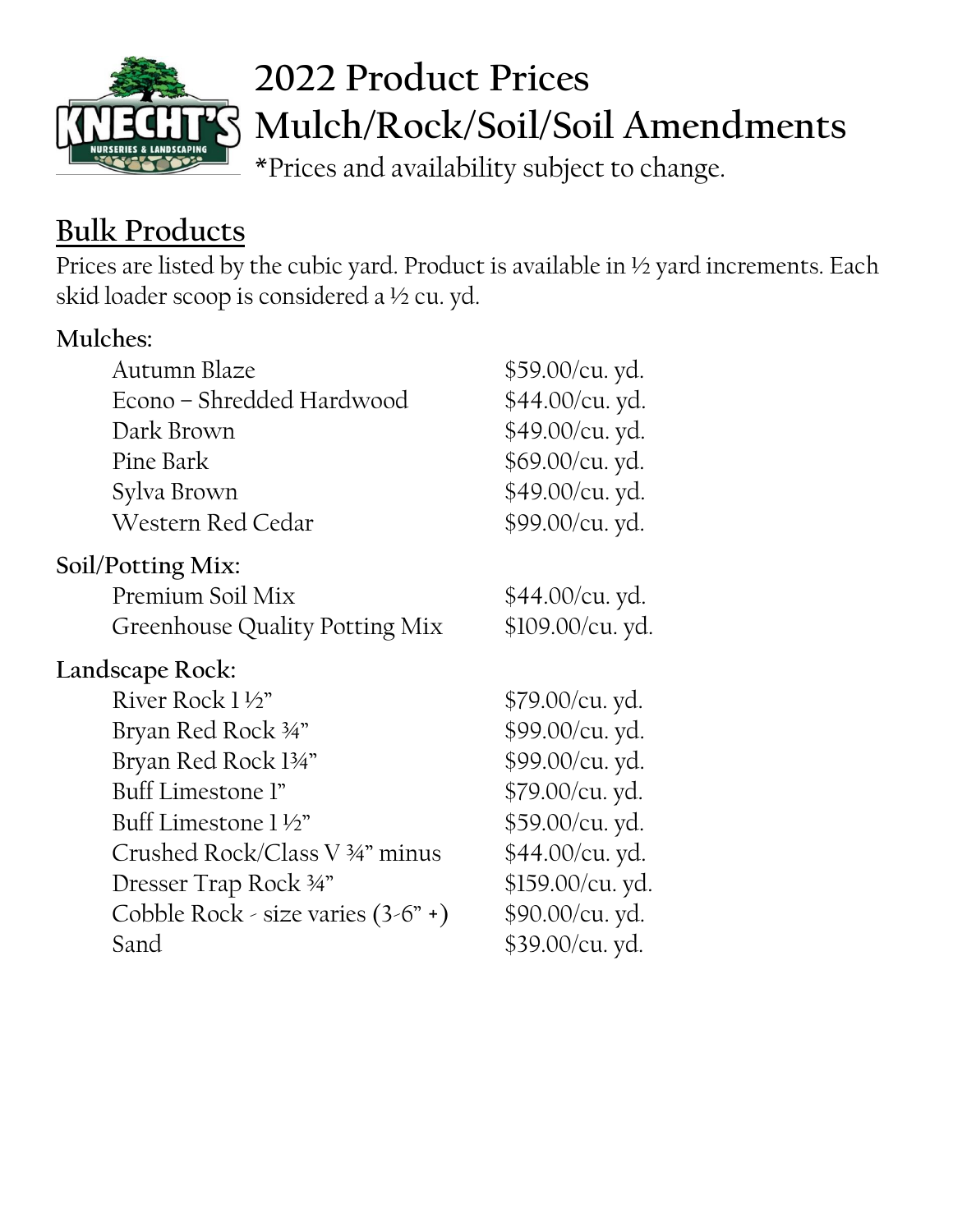# 2022 Product Prices
# Mulch/Rock/Soil/Soil Amendments

*Prices and availability subject to change.

## Bulk Products

Prices are listed by the cubic yard. Product is available in ½ yard increments. Each skid loader scoop is considered a ½ cu. yd.

**Mulches:**

| Product | Price |
|---|---|
| Autumn Blaze | $59.00/cu. yd. |
| Econo – Shredded Hardwood | $44.00/cu. yd. |
| Dark Brown | $49.00/cu. yd. |
| Pine Bark | $69.00/cu. yd. |
| Sylva Brown | $49.00/cu. yd. |
| Western Red Cedar | $99.00/cu. yd. |

**Soil/Potting Mix:**

| Product | Price |
|---|---|
| Premium Soil Mix | $44.00/cu. yd. |
| Greenhouse Quality Potting Mix | $109.00/cu. yd. |

**Landscape Rock:**

| Product | Price |
|---|---|
| River Rock 1 ½" | $79.00/cu. yd. |
| Bryan Red Rock ¾" | $99.00/cu. yd. |
| Bryan Red Rock 1¾" | $99.00/cu. yd. |
| Buff Limestone 1" | $79.00/cu. yd. |
| Buff Limestone 1 ½" | $59.00/cu. yd. |
| Crushed Rock/Class V ¾" minus | $44.00/cu. yd. |
| Dresser Trap Rock ¾" | $159.00/cu. yd. |
| Cobble Rock - size varies (3-6" +) | $90.00/cu. yd. |
| Sand | $39.00/cu. yd. |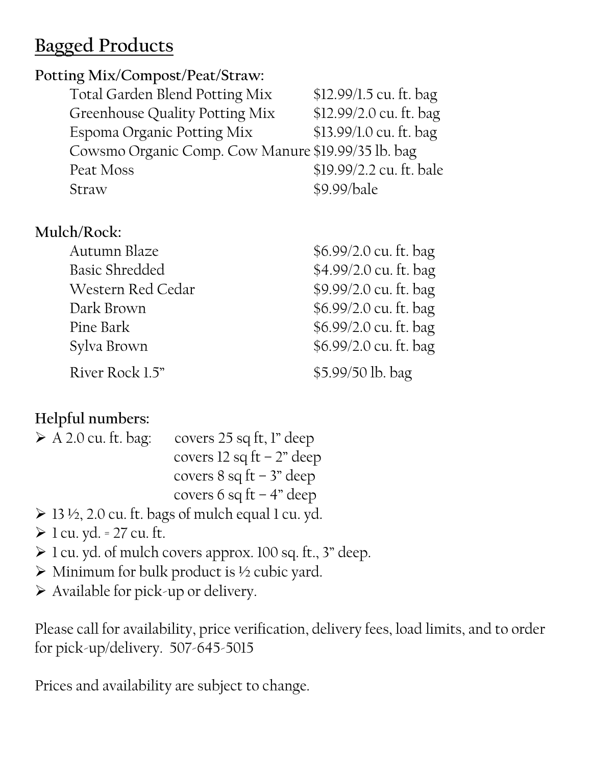## Bagged Products

**Potting Mix/Compost/Peat/Straw:**

| | |
|---|---|
| Total Garden Blend Potting Mix | \$12.99/1.5 cu. ft. bag |
| Greenhouse Quality Potting Mix | \$12.99/2.0 cu. ft. bag |
| Espoma Organic Potting Mix | \$13.99/1.0 cu. ft. bag |
| Cowsmo Organic Comp. Cow Manure | \$19.99/35 lb. bag |
| Peat Moss | \$19.99/2.2 cu. ft. bale |
| Straw | \$9.99/bale |

**Mulch/Rock:**

| | |
|---|---|
| Autumn Blaze | \$6.99/2.0 cu. ft. bag |
| Basic Shredded | \$4.99/2.0 cu. ft. bag |
| Western Red Cedar | \$9.99/2.0 cu. ft. bag |
| Dark Brown | \$6.99/2.0 cu. ft. bag |
| Pine Bark | \$6.99/2.0 cu. ft. bag |
| Sylva Brown | \$6.99/2.0 cu. ft. bag |
| River Rock 1.5" | \$5.99/50 lb. bag |

**Helpful numbers:**

- A 2.0 cu. ft. bag: covers 25 sq ft, 1" deep
  covers 12 sq ft – 2" deep
  covers 8 sq ft – 3" deep
  covers 6 sq ft – 4" deep
- 13 ½, 2.0 cu. ft. bags of mulch equal 1 cu. yd.
- 1 cu. yd. = 27 cu. ft.
- 1 cu. yd. of mulch covers approx. 100 sq. ft., 3" deep.
- Minimum for bulk product is ½ cubic yard.
- Available for pick-up or delivery.

Please call for availability, price verification, delivery fees, load limits, and to order for pick-up/delivery. 507-645-5015

Prices and availability are subject to change.